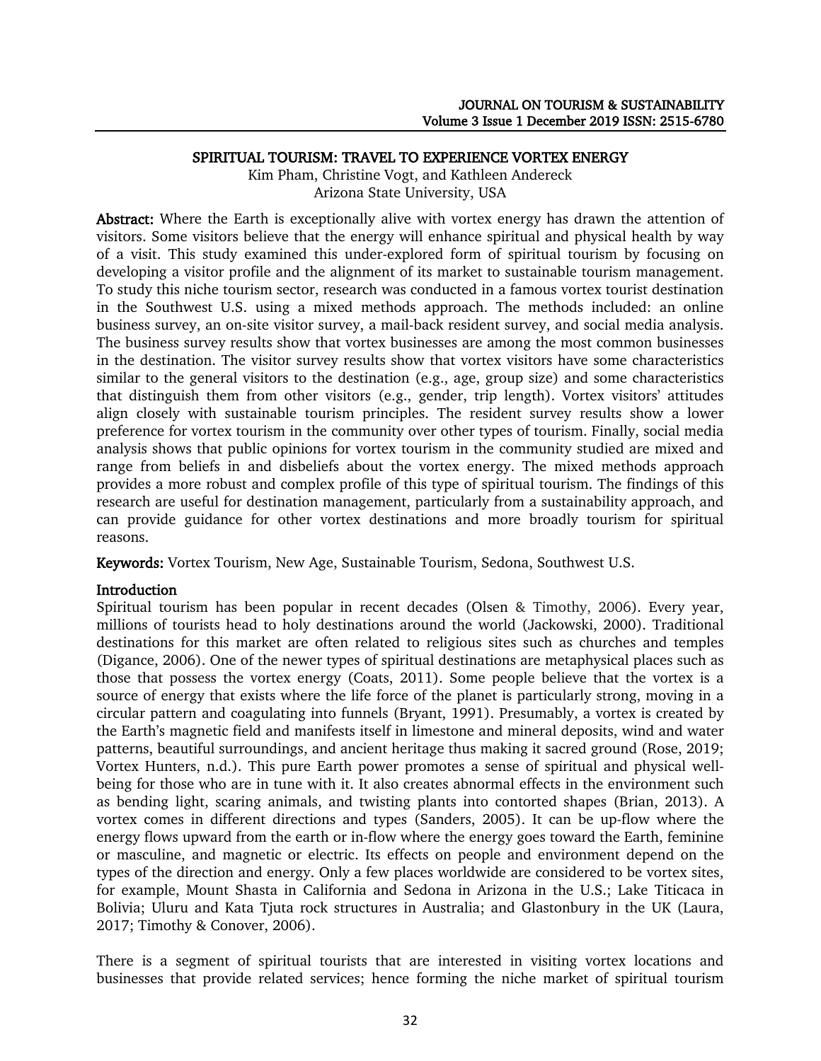# SPIRITUAL TOURISM: TRAVEL TO EXPERIENCE VORTEX ENERGY

Kim Pham, Christine Vogt, and Kathleen Andereck
Arizona State University, USA

**Abstract:** Where the Earth is exceptionally alive with vortex energy has drawn the attention of visitors. Some visitors believe that the energy will enhance spiritual and physical health by way of a visit. This study examined this under-explored form of spiritual tourism by focusing on developing a visitor profile and the alignment of its market to sustainable tourism management. To study this niche tourism sector, research was conducted in a famous vortex tourist destination in the Southwest U.S. using a mixed methods approach. The methods included: an online business survey, an on-site visitor survey, a mail-back resident survey, and social media analysis. The business survey results show that vortex businesses are among the most common businesses in the destination. The visitor survey results show that vortex visitors have some characteristics similar to the general visitors to the destination (e.g., age, group size) and some characteristics that distinguish them from other visitors (e.g., gender, trip length). Vortex visitors' attitudes align closely with sustainable tourism principles. The resident survey results show a lower preference for vortex tourism in the community over other types of tourism. Finally, social media analysis shows that public opinions for vortex tourism in the community studied are mixed and range from beliefs in and disbeliefs about the vortex energy. The mixed methods approach provides a more robust and complex profile of this type of spiritual tourism. The findings of this research are useful for destination management, particularly from a sustainability approach, and can provide guidance for other vortex destinations and more broadly tourism for spiritual reasons.

**Keywords:** Vortex Tourism, New Age, Sustainable Tourism, Sedona, Southwest U.S.

## Introduction

Spiritual tourism has been popular in recent decades (Olsen & Timothy, 2006). Every year, millions of tourists head to holy destinations around the world (Jackowski, 2000). Traditional destinations for this market are often related to religious sites such as churches and temples (Digance, 2006). One of the newer types of spiritual destinations are metaphysical places such as those that possess the vortex energy (Coats, 2011). Some people believe that the vortex is a source of energy that exists where the life force of the planet is particularly strong, moving in a circular pattern and coagulating into funnels (Bryant, 1991). Presumably, a vortex is created by the Earth's magnetic field and manifests itself in limestone and mineral deposits, wind and water patterns, beautiful surroundings, and ancient heritage thus making it sacred ground (Rose, 2019; Vortex Hunters, n.d.). This pure Earth power promotes a sense of spiritual and physical well-being for those who are in tune with it. It also creates abnormal effects in the environment such as bending light, scaring animals, and twisting plants into contorted shapes (Brian, 2013). A vortex comes in different directions and types (Sanders, 2005). It can be up-flow where the energy flows upward from the earth or in-flow where the energy goes toward the Earth, feminine or masculine, and magnetic or electric. Its effects on people and environment depend on the types of the direction and energy. Only a few places worldwide are considered to be vortex sites, for example, Mount Shasta in California and Sedona in Arizona in the U.S.; Lake Titicaca in Bolivia; Uluru and Kata Tjuta rock structures in Australia; and Glastonbury in the UK (Laura, 2017; Timothy & Conover, 2006).

There is a segment of spiritual tourists that are interested in visiting vortex locations and businesses that provide related services; hence forming the niche market of spiritual tourism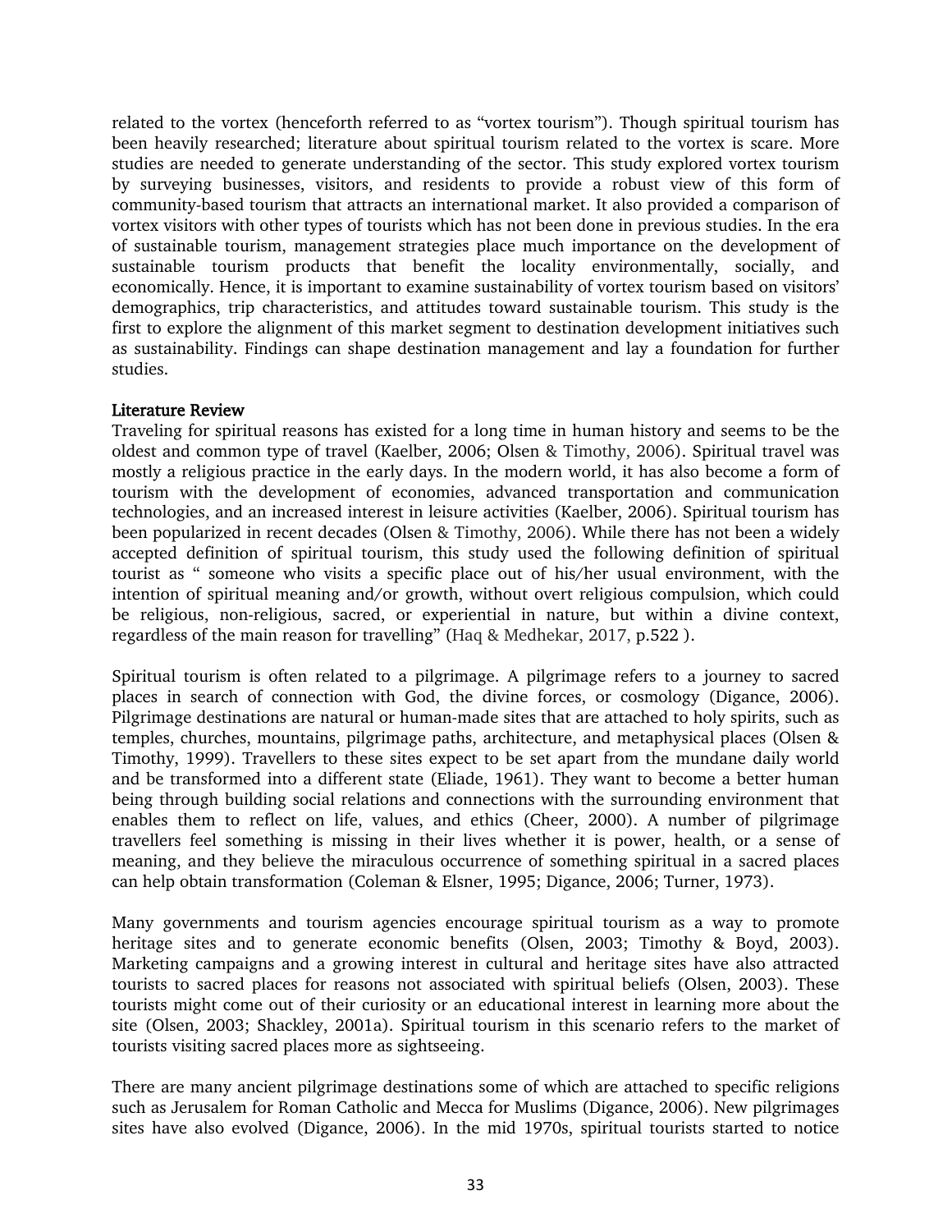related to the vortex (henceforth referred to as "vortex tourism"). Though spiritual tourism has been heavily researched; literature about spiritual tourism related to the vortex is scare. More studies are needed to generate understanding of the sector. This study explored vortex tourism by surveying businesses, visitors, and residents to provide a robust view of this form of community-based tourism that attracts an international market. It also provided a comparison of vortex visitors with other types of tourists which has not been done in previous studies. In the era of sustainable tourism, management strategies place much importance on the development of sustainable tourism products that benefit the locality environmentally, socially, and economically. Hence, it is important to examine sustainability of vortex tourism based on visitors' demographics, trip characteristics, and attitudes toward sustainable tourism. This study is the first to explore the alignment of this market segment to destination development initiatives such as sustainability. Findings can shape destination management and lay a foundation for further studies.

## Literature Review

Traveling for spiritual reasons has existed for a long time in human history and seems to be the oldest and common type of travel (Kaelber, 2006; Olsen & Timothy, 2006). Spiritual travel was mostly a religious practice in the early days. In the modern world, it has also become a form of tourism with the development of economies, advanced transportation and communication technologies, and an increased interest in leisure activities (Kaelber, 2006). Spiritual tourism has been popularized in recent decades (Olsen & Timothy, 2006). While there has not been a widely accepted definition of spiritual tourism, this study used the following definition of spiritual tourist as " someone who visits a specific place out of his/her usual environment, with the intention of spiritual meaning and/or growth, without overt religious compulsion, which could be religious, non-religious, sacred, or experiential in nature, but within a divine context, regardless of the main reason for travelling" (Haq & Medhekar, 2017, p.522 ).

Spiritual tourism is often related to a pilgrimage. A pilgrimage refers to a journey to sacred places in search of connection with God, the divine forces, or cosmology (Digance, 2006). Pilgrimage destinations are natural or human-made sites that are attached to holy spirits, such as temples, churches, mountains, pilgrimage paths, architecture, and metaphysical places (Olsen & Timothy, 1999). Travellers to these sites expect to be set apart from the mundane daily world and be transformed into a different state (Eliade, 1961). They want to become a better human being through building social relations and connections with the surrounding environment that enables them to reflect on life, values, and ethics (Cheer, 2000). A number of pilgrimage travellers feel something is missing in their lives whether it is power, health, or a sense of meaning, and they believe the miraculous occurrence of something spiritual in a sacred places can help obtain transformation (Coleman & Elsner, 1995; Digance, 2006; Turner, 1973).

Many governments and tourism agencies encourage spiritual tourism as a way to promote heritage sites and to generate economic benefits (Olsen, 2003; Timothy & Boyd, 2003). Marketing campaigns and a growing interest in cultural and heritage sites have also attracted tourists to sacred places for reasons not associated with spiritual beliefs (Olsen, 2003). These tourists might come out of their curiosity or an educational interest in learning more about the site (Olsen, 2003; Shackley, 2001a). Spiritual tourism in this scenario refers to the market of tourists visiting sacred places more as sightseeing.

There are many ancient pilgrimage destinations some of which are attached to specific religions such as Jerusalem for Roman Catholic and Mecca for Muslims (Digance, 2006). New pilgrimages sites have also evolved (Digance, 2006). In the mid 1970s, spiritual tourists started to notice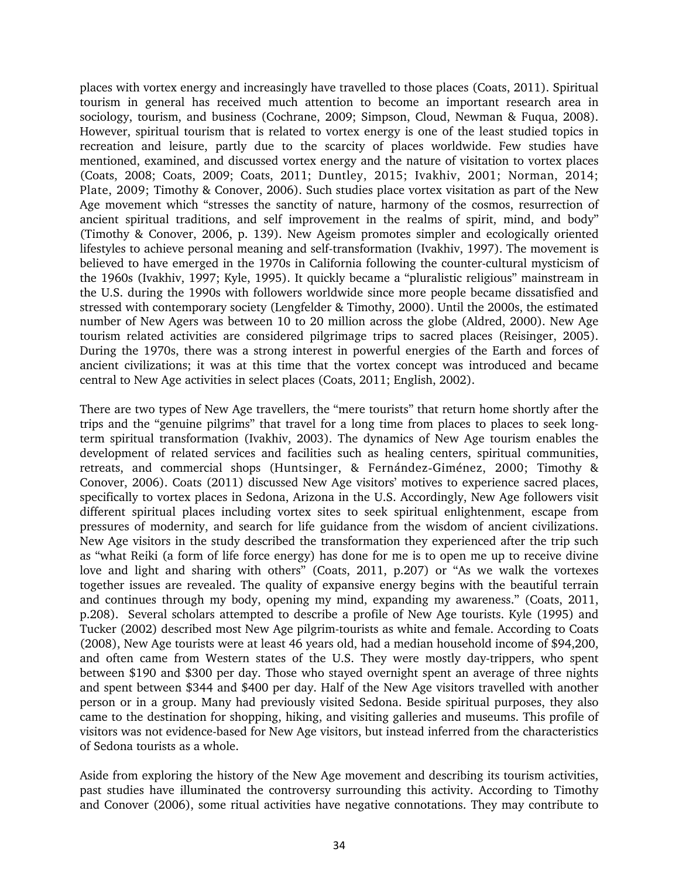places with vortex energy and increasingly have travelled to those places (Coats, 2011). Spiritual tourism in general has received much attention to become an important research area in sociology, tourism, and business (Cochrane, 2009; Simpson, Cloud, Newman & Fuqua, 2008). However, spiritual tourism that is related to vortex energy is one of the least studied topics in recreation and leisure, partly due to the scarcity of places worldwide. Few studies have mentioned, examined, and discussed vortex energy and the nature of visitation to vortex places (Coats, 2008; Coats, 2009; Coats, 2011; Duntley, 2015; Ivakhiv, 2001; Norman, 2014; Plate, 2009; Timothy & Conover, 2006). Such studies place vortex visitation as part of the New Age movement which "stresses the sanctity of nature, harmony of the cosmos, resurrection of ancient spiritual traditions, and self improvement in the realms of spirit, mind, and body" (Timothy & Conover, 2006, p. 139). New Ageism promotes simpler and ecologically oriented lifestyles to achieve personal meaning and self-transformation (Ivakhiv, 1997). The movement is believed to have emerged in the 1970s in California following the counter-cultural mysticism of the 1960s (Ivakhiv, 1997; Kyle, 1995). It quickly became a "pluralistic religious" mainstream in the U.S. during the 1990s with followers worldwide since more people became dissatisfied and stressed with contemporary society (Lengfelder & Timothy, 2000). Until the 2000s, the estimated number of New Agers was between 10 to 20 million across the globe (Aldred, 2000). New Age tourism related activities are considered pilgrimage trips to sacred places (Reisinger, 2005). During the 1970s, there was a strong interest in powerful energies of the Earth and forces of ancient civilizations; it was at this time that the vortex concept was introduced and became central to New Age activities in select places (Coats, 2011; English, 2002).

There are two types of New Age travellers, the "mere tourists" that return home shortly after the trips and the "genuine pilgrims" that travel for a long time from places to places to seek long-term spiritual transformation (Ivakhiv, 2003). The dynamics of New Age tourism enables the development of related services and facilities such as healing centers, spiritual communities, retreats, and commercial shops (Huntsinger, & Fernández-Giménez, 2000; Timothy & Conover, 2006). Coats (2011) discussed New Age visitors' motives to experience sacred places, specifically to vortex places in Sedona, Arizona in the U.S. Accordingly, New Age followers visit different spiritual places including vortex sites to seek spiritual enlightenment, escape from pressures of modernity, and search for life guidance from the wisdom of ancient civilizations. New Age visitors in the study described the transformation they experienced after the trip such as "what Reiki (a form of life force energy) has done for me is to open me up to receive divine love and light and sharing with others" (Coats, 2011, p.207) or "As we walk the vortexes together issues are revealed. The quality of expansive energy begins with the beautiful terrain and continues through my body, opening my mind, expanding my awareness." (Coats, 2011, p.208). Several scholars attempted to describe a profile of New Age tourists. Kyle (1995) and Tucker (2002) described most New Age pilgrim-tourists as white and female. According to Coats (2008), New Age tourists were at least 46 years old, had a median household income of $94,200, and often came from Western states of the U.S. They were mostly day-trippers, who spent between $190 and $300 per day. Those who stayed overnight spent an average of three nights and spent between $344 and $400 per day. Half of the New Age visitors travelled with another person or in a group. Many had previously visited Sedona. Beside spiritual purposes, they also came to the destination for shopping, hiking, and visiting galleries and museums. This profile of visitors was not evidence-based for New Age visitors, but instead inferred from the characteristics of Sedona tourists as a whole.

Aside from exploring the history of the New Age movement and describing its tourism activities, past studies have illuminated the controversy surrounding this activity. According to Timothy and Conover (2006), some ritual activities have negative connotations. They may contribute to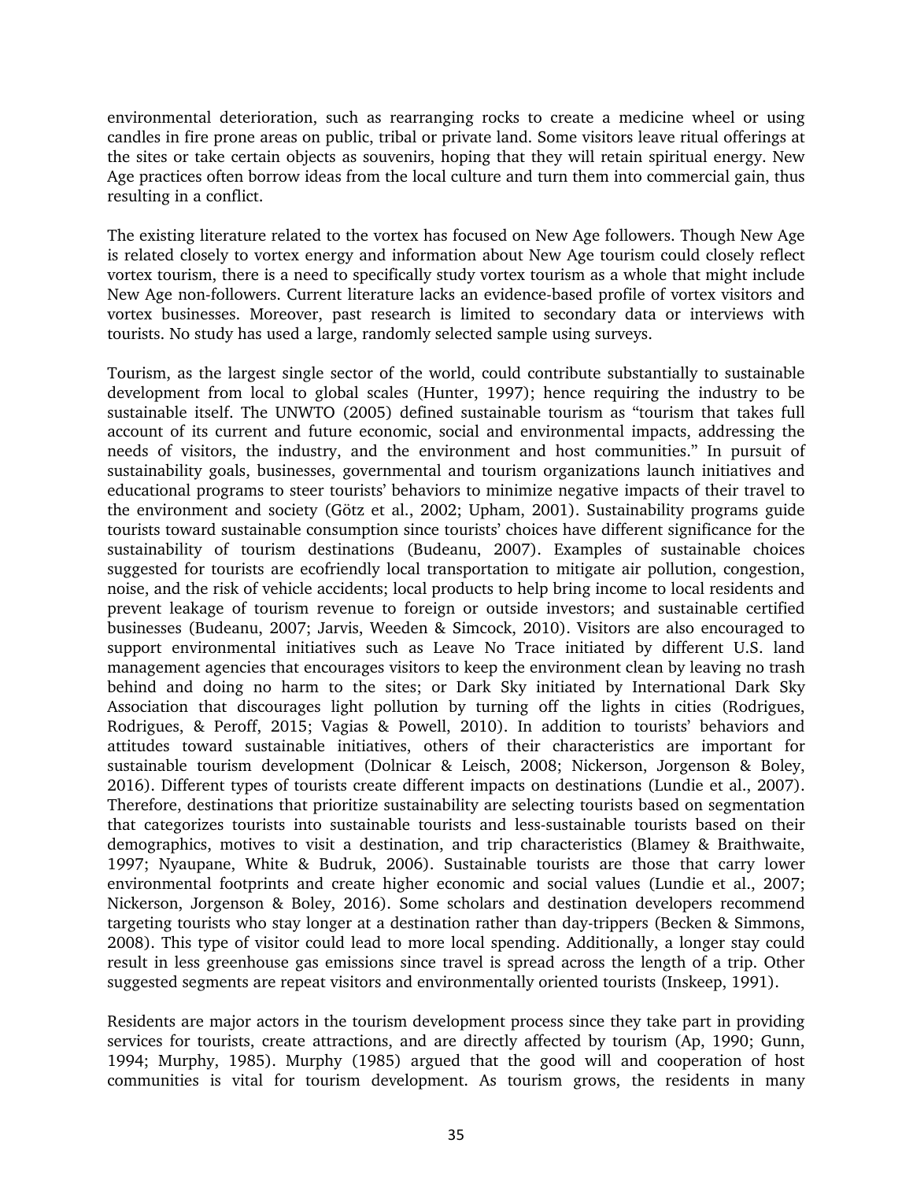environmental deterioration, such as rearranging rocks to create a medicine wheel or using candles in fire prone areas on public, tribal or private land. Some visitors leave ritual offerings at the sites or take certain objects as souvenirs, hoping that they will retain spiritual energy. New Age practices often borrow ideas from the local culture and turn them into commercial gain, thus resulting in a conflict.

The existing literature related to the vortex has focused on New Age followers. Though New Age is related closely to vortex energy and information about New Age tourism could closely reflect vortex tourism, there is a need to specifically study vortex tourism as a whole that might include New Age non-followers. Current literature lacks an evidence-based profile of vortex visitors and vortex businesses. Moreover, past research is limited to secondary data or interviews with tourists. No study has used a large, randomly selected sample using surveys.

Tourism, as the largest single sector of the world, could contribute substantially to sustainable development from local to global scales (Hunter, 1997); hence requiring the industry to be sustainable itself. The UNWTO (2005) defined sustainable tourism as "tourism that takes full account of its current and future economic, social and environmental impacts, addressing the needs of visitors, the industry, and the environment and host communities." In pursuit of sustainability goals, businesses, governmental and tourism organizations launch initiatives and educational programs to steer tourists' behaviors to minimize negative impacts of their travel to the environment and society (Götz et al., 2002; Upham, 2001). Sustainability programs guide tourists toward sustainable consumption since tourists' choices have different significance for the sustainability of tourism destinations (Budeanu, 2007). Examples of sustainable choices suggested for tourists are ecofriendly local transportation to mitigate air pollution, congestion, noise, and the risk of vehicle accidents; local products to help bring income to local residents and prevent leakage of tourism revenue to foreign or outside investors; and sustainable certified businesses (Budeanu, 2007; Jarvis, Weeden & Simcock, 2010). Visitors are also encouraged to support environmental initiatives such as Leave No Trace initiated by different U.S. land management agencies that encourages visitors to keep the environment clean by leaving no trash behind and doing no harm to the sites; or Dark Sky initiated by International Dark Sky Association that discourages light pollution by turning off the lights in cities (Rodrigues, Rodrigues, & Peroff, 2015; Vagias & Powell, 2010). In addition to tourists' behaviors and attitudes toward sustainable initiatives, others of their characteristics are important for sustainable tourism development (Dolnicar & Leisch, 2008; Nickerson, Jorgenson & Boley, 2016). Different types of tourists create different impacts on destinations (Lundie et al., 2007). Therefore, destinations that prioritize sustainability are selecting tourists based on segmentation that categorizes tourists into sustainable tourists and less-sustainable tourists based on their demographics, motives to visit a destination, and trip characteristics (Blamey & Braithwaite, 1997; Nyaupane, White & Budruk, 2006). Sustainable tourists are those that carry lower environmental footprints and create higher economic and social values (Lundie et al., 2007; Nickerson, Jorgenson & Boley, 2016). Some scholars and destination developers recommend targeting tourists who stay longer at a destination rather than day-trippers (Becken & Simmons, 2008). This type of visitor could lead to more local spending. Additionally, a longer stay could result in less greenhouse gas emissions since travel is spread across the length of a trip. Other suggested segments are repeat visitors and environmentally oriented tourists (Inskeep, 1991).

Residents are major actors in the tourism development process since they take part in providing services for tourists, create attractions, and are directly affected by tourism (Ap, 1990; Gunn, 1994; Murphy, 1985). Murphy (1985) argued that the good will and cooperation of host communities is vital for tourism development. As tourism grows, the residents in many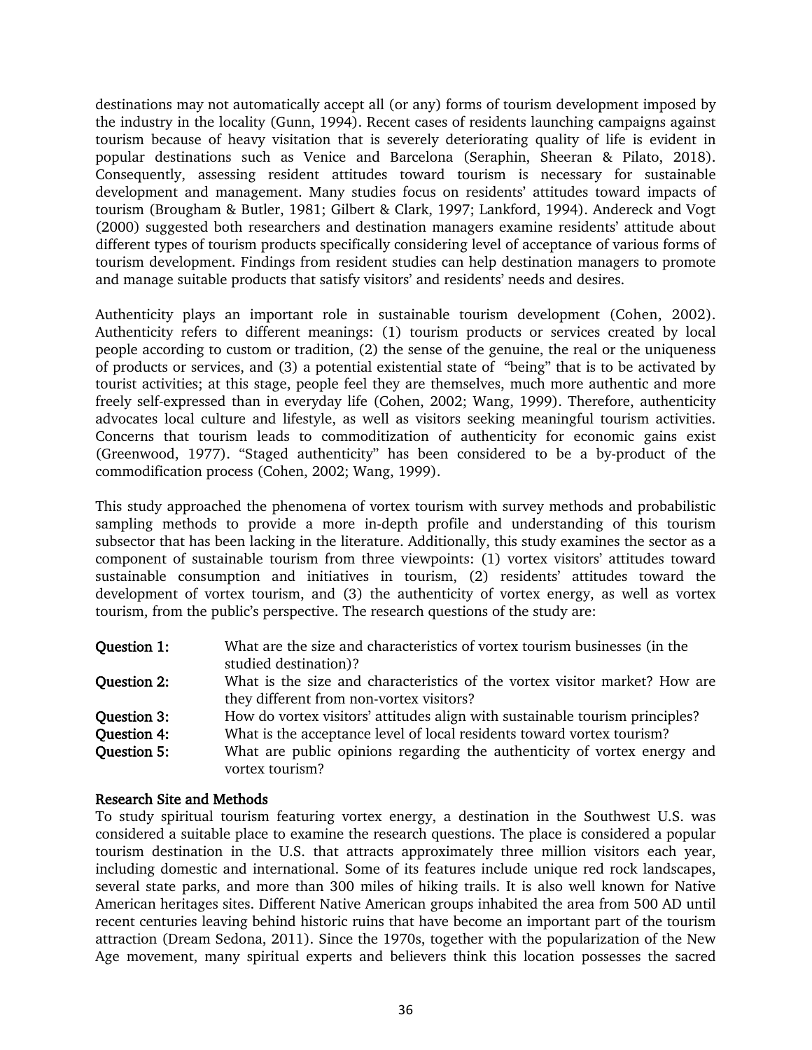destinations may not automatically accept all (or any) forms of tourism development imposed by the industry in the locality (Gunn, 1994). Recent cases of residents launching campaigns against tourism because of heavy visitation that is severely deteriorating quality of life is evident in popular destinations such as Venice and Barcelona (Seraphin, Sheeran & Pilato, 2018). Consequently, assessing resident attitudes toward tourism is necessary for sustainable development and management. Many studies focus on residents' attitudes toward impacts of tourism (Brougham & Butler, 1981; Gilbert & Clark, 1997; Lankford, 1994). Andereck and Vogt (2000) suggested both researchers and destination managers examine residents' attitude about different types of tourism products specifically considering level of acceptance of various forms of tourism development. Findings from resident studies can help destination managers to promote and manage suitable products that satisfy visitors' and residents' needs and desires.

Authenticity plays an important role in sustainable tourism development (Cohen, 2002). Authenticity refers to different meanings: (1) tourism products or services created by local people according to custom or tradition, (2) the sense of the genuine, the real or the uniqueness of products or services, and (3) a potential existential state of "being" that is to be activated by tourist activities; at this stage, people feel they are themselves, much more authentic and more freely self-expressed than in everyday life (Cohen, 2002; Wang, 1999). Therefore, authenticity advocates local culture and lifestyle, as well as visitors seeking meaningful tourism activities. Concerns that tourism leads to commoditization of authenticity for economic gains exist (Greenwood, 1977). "Staged authenticity" has been considered to be a by-product of the commodification process (Cohen, 2002; Wang, 1999).

This study approached the phenomena of vortex tourism with survey methods and probabilistic sampling methods to provide a more in-depth profile and understanding of this tourism subsector that has been lacking in the literature. Additionally, this study examines the sector as a component of sustainable tourism from three viewpoints: (1) vortex visitors' attitudes toward sustainable consumption and initiatives in tourism, (2) residents' attitudes toward the development of vortex tourism, and (3) the authenticity of vortex energy, as well as vortex tourism, from the public's perspective. The research questions of the study are:

**Question 1:** What are the size and characteristics of vortex tourism businesses (in the studied destination)?

**Question 2:** What is the size and characteristics of the vortex visitor market? How are they different from non-vortex visitors?

**Question 3:** How do vortex visitors' attitudes align with sustainable tourism principles?

**Question 4:** What is the acceptance level of local residents toward vortex tourism?

**Question 5:** What are public opinions regarding the authenticity of vortex energy and vortex tourism?

**Research Site and Methods**

To study spiritual tourism featuring vortex energy, a destination in the Southwest U.S. was considered a suitable place to examine the research questions. The place is considered a popular tourism destination in the U.S. that attracts approximately three million visitors each year, including domestic and international. Some of its features include unique red rock landscapes, several state parks, and more than 300 miles of hiking trails. It is also well known for Native American heritages sites. Different Native American groups inhabited the area from 500 AD until recent centuries leaving behind historic ruins that have become an important part of the tourism attraction (Dream Sedona, 2011). Since the 1970s, together with the popularization of the New Age movement, many spiritual experts and believers think this location possesses the sacred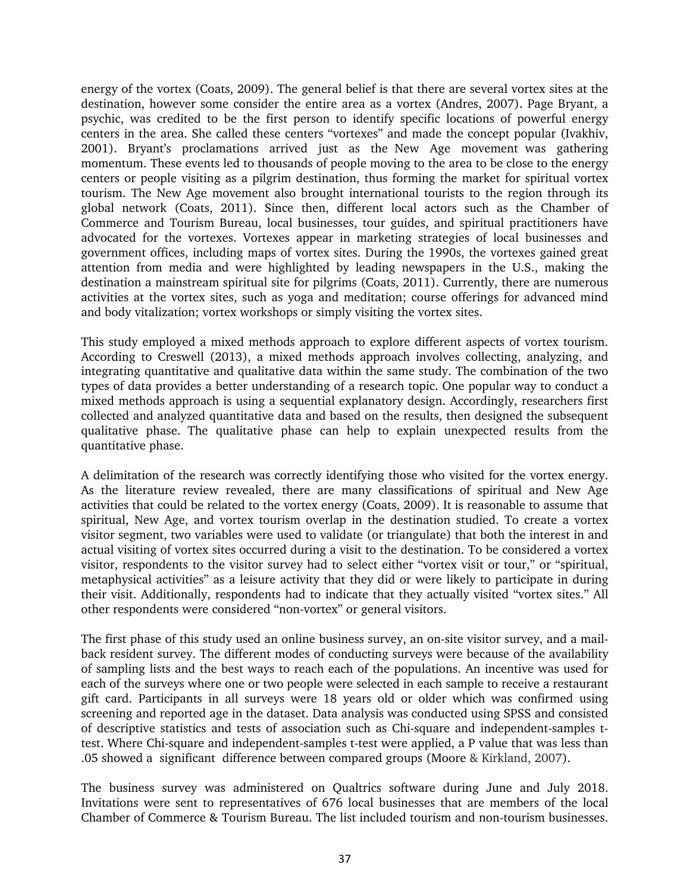energy of the vortex (Coats, 2009). The general belief is that there are several vortex sites at the destination, however some consider the entire area as a vortex (Andres, 2007). Page Bryant, a psychic, was credited to be the first person to identify specific locations of powerful energy centers in the area. She called these centers "vortexes" and made the concept popular (Ivakhiv, 2001). Bryant's proclamations arrived just as the New Age movement was gathering momentum. These events led to thousands of people moving to the area to be close to the energy centers or people visiting as a pilgrim destination, thus forming the market for spiritual vortex tourism. The New Age movement also brought international tourists to the region through its global network (Coats, 2011). Since then, different local actors such as the Chamber of Commerce and Tourism Bureau, local businesses, tour guides, and spiritual practitioners have advocated for the vortexes. Vortexes appear in marketing strategies of local businesses and government offices, including maps of vortex sites. During the 1990s, the vortexes gained great attention from media and were highlighted by leading newspapers in the U.S., making the destination a mainstream spiritual site for pilgrims (Coats, 2011). Currently, there are numerous activities at the vortex sites, such as yoga and meditation; course offerings for advanced mind and body vitalization; vortex workshops or simply visiting the vortex sites.

This study employed a mixed methods approach to explore different aspects of vortex tourism. According to Creswell (2013), a mixed methods approach involves collecting, analyzing, and integrating quantitative and qualitative data within the same study. The combination of the two types of data provides a better understanding of a research topic. One popular way to conduct a mixed methods approach is using a sequential explanatory design. Accordingly, researchers first collected and analyzed quantitative data and based on the results, then designed the subsequent qualitative phase. The qualitative phase can help to explain unexpected results from the quantitative phase.

A delimitation of the research was correctly identifying those who visited for the vortex energy. As the literature review revealed, there are many classifications of spiritual and New Age activities that could be related to the vortex energy (Coats, 2009). It is reasonable to assume that spiritual, New Age, and vortex tourism overlap in the destination studied. To create a vortex visitor segment, two variables were used to validate (or triangulate) that both the interest in and actual visiting of vortex sites occurred during a visit to the destination. To be considered a vortex visitor, respondents to the visitor survey had to select either "vortex visit or tour," or "spiritual, metaphysical activities" as a leisure activity that they did or were likely to participate in during their visit. Additionally, respondents had to indicate that they actually visited "vortex sites." All other respondents were considered "non-vortex" or general visitors.

The first phase of this study used an online business survey, an on-site visitor survey, and a mail-back resident survey. The different modes of conducting surveys were because of the availability of sampling lists and the best ways to reach each of the populations. An incentive was used for each of the surveys where one or two people were selected in each sample to receive a restaurant gift card. Participants in all surveys were 18 years old or older which was confirmed using screening and reported age in the dataset. Data analysis was conducted using SPSS and consisted of descriptive statistics and tests of association such as Chi-square and independent-samples t-test. Where Chi-square and independent-samples t-test were applied, a P value that was less than .05 showed a significant difference between compared groups (Moore & Kirkland, 2007).

The business survey was administered on Qualtrics software during June and July 2018. Invitations were sent to representatives of 676 local businesses that are members of the local Chamber of Commerce & Tourism Bureau. The list included tourism and non-tourism businesses.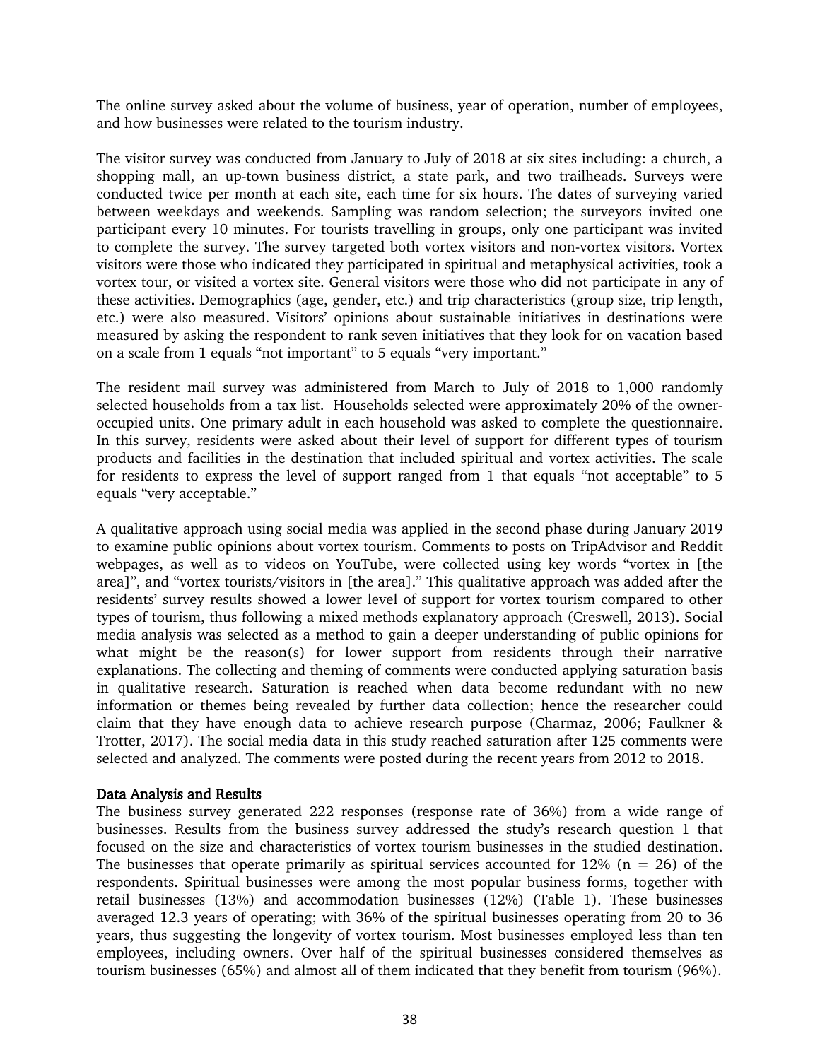The online survey asked about the volume of business, year of operation, number of employees, and how businesses were related to the tourism industry.

The visitor survey was conducted from January to July of 2018 at six sites including: a church, a shopping mall, an up-town business district, a state park, and two trailheads. Surveys were conducted twice per month at each site, each time for six hours. The dates of surveying varied between weekdays and weekends. Sampling was random selection; the surveyors invited one participant every 10 minutes. For tourists travelling in groups, only one participant was invited to complete the survey. The survey targeted both vortex visitors and non-vortex visitors. Vortex visitors were those who indicated they participated in spiritual and metaphysical activities, took a vortex tour, or visited a vortex site. General visitors were those who did not participate in any of these activities. Demographics (age, gender, etc.) and trip characteristics (group size, trip length, etc.) were also measured. Visitors' opinions about sustainable initiatives in destinations were measured by asking the respondent to rank seven initiatives that they look for on vacation based on a scale from 1 equals "not important" to 5 equals "very important."

The resident mail survey was administered from March to July of 2018 to 1,000 randomly selected households from a tax list. Households selected were approximately 20% of the owner-occupied units. One primary adult in each household was asked to complete the questionnaire. In this survey, residents were asked about their level of support for different types of tourism products and facilities in the destination that included spiritual and vortex activities. The scale for residents to express the level of support ranged from 1 that equals "not acceptable" to 5 equals "very acceptable."

A qualitative approach using social media was applied in the second phase during January 2019 to examine public opinions about vortex tourism. Comments to posts on TripAdvisor and Reddit webpages, as well as to videos on YouTube, were collected using key words "vortex in [the area]", and "vortex tourists/visitors in [the area]." This qualitative approach was added after the residents' survey results showed a lower level of support for vortex tourism compared to other types of tourism, thus following a mixed methods explanatory approach (Creswell, 2013). Social media analysis was selected as a method to gain a deeper understanding of public opinions for what might be the reason(s) for lower support from residents through their narrative explanations. The collecting and theming of comments were conducted applying saturation basis in qualitative research. Saturation is reached when data become redundant with no new information or themes being revealed by further data collection; hence the researcher could claim that they have enough data to achieve research purpose (Charmaz, 2006; Faulkner & Trotter, 2017). The social media data in this study reached saturation after 125 comments were selected and analyzed. The comments were posted during the recent years from 2012 to 2018.

## Data Analysis and Results

The business survey generated 222 responses (response rate of 36%) from a wide range of businesses. Results from the business survey addressed the study's research question 1 that focused on the size and characteristics of vortex tourism businesses in the studied destination. The businesses that operate primarily as spiritual services accounted for 12% (n = 26) of the respondents. Spiritual businesses were among the most popular business forms, together with retail businesses (13%) and accommodation businesses (12%) (Table 1). These businesses averaged 12.3 years of operating; with 36% of the spiritual businesses operating from 20 to 36 years, thus suggesting the longevity of vortex tourism. Most businesses employed less than ten employees, including owners. Over half of the spiritual businesses considered themselves as tourism businesses (65%) and almost all of them indicated that they benefit from tourism (96%).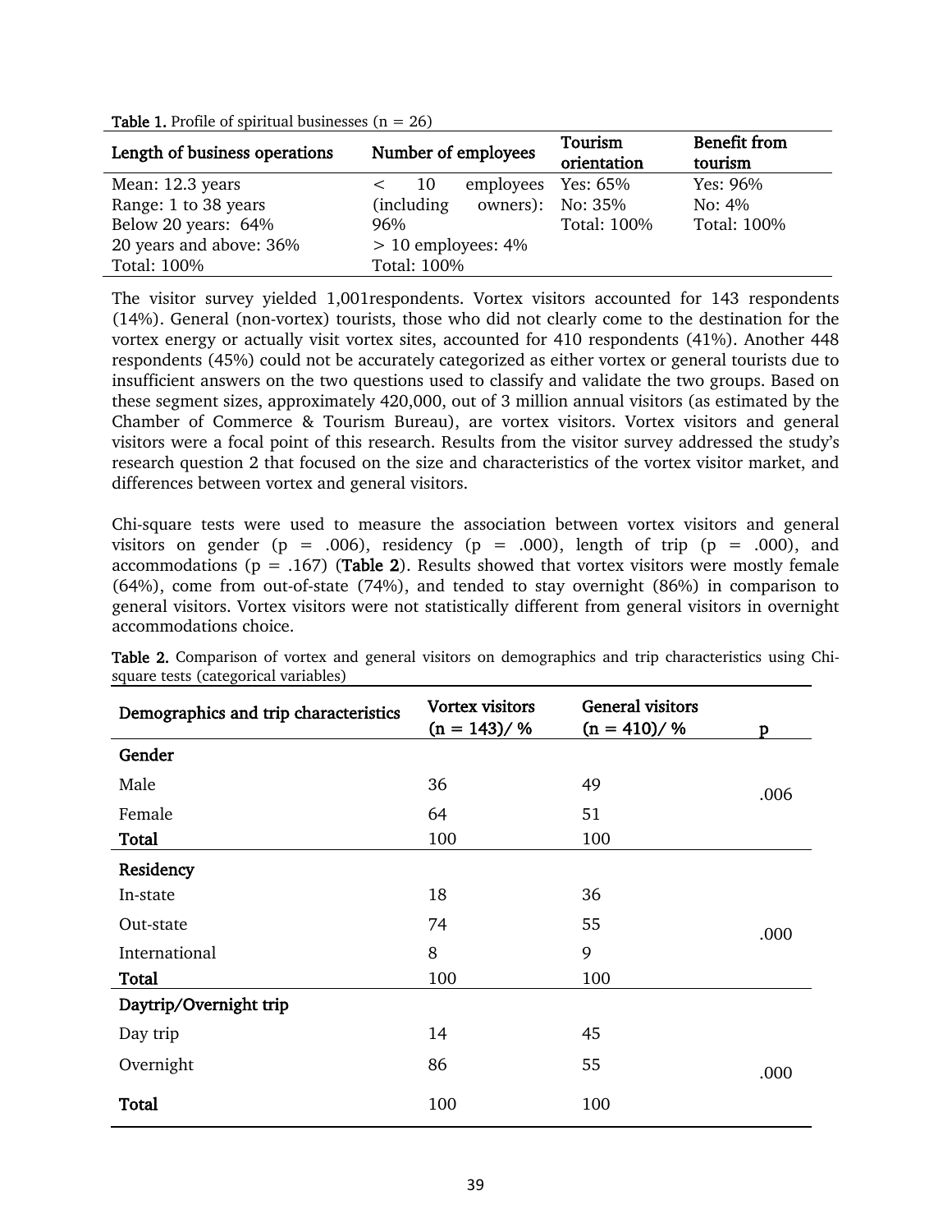**Table 1.** Profile of spiritual businesses (n = 26)

| Length of business operations | Number of employees | Tourism orientation | Benefit from tourism |
|---|---|---|---|
| Mean: 12.3 years<br>Range: 1 to 38 years<br>Below 20 years: 64%<br>20 years and above: 36%<br>Total: 100% | < 10 employees (including owners): 96%<br>> 10 employees: 4%<br>Total: 100% | Yes: 65%<br>No: 35%<br>Total: 100% | Yes: 96%<br>No: 4%<br>Total: 100% |

The visitor survey yielded 1,001respondents. Vortex visitors accounted for 143 respondents (14%). General (non-vortex) tourists, those who did not clearly come to the destination for the vortex energy or actually visit vortex sites, accounted for 410 respondents (41%). Another 448 respondents (45%) could not be accurately categorized as either vortex or general tourists due to insufficient answers on the two questions used to classify and validate the two groups. Based on these segment sizes, approximately 420,000, out of 3 million annual visitors (as estimated by the Chamber of Commerce & Tourism Bureau), are vortex visitors. Vortex visitors and general visitors were a focal point of this research. Results from the visitor survey addressed the study's research question 2 that focused on the size and characteristics of the vortex visitor market, and differences between vortex and general visitors.

Chi-square tests were used to measure the association between vortex visitors and general visitors on gender (p = .006), residency (p = .000), length of trip (p = .000), and accommodations (p = .167) (**Table 2**). Results showed that vortex visitors were mostly female (64%), come from out-of-state (74%), and tended to stay overnight (86%) in comparison to general visitors. Vortex visitors were not statistically different from general visitors in overnight accommodations choice.

**Table 2.** Comparison of vortex and general visitors on demographics and trip characteristics using Chi-square tests (categorical variables)

| Demographics and trip characteristics | Vortex visitors (n = 143)/ % | General visitors (n = 410)/ % | p |
|---|---|---|---|
| **Gender** | | | |
| Male | 36 | 49 | .006 |
| Female | 64 | 51 | |
| **Total** | 100 | 100 | |
| **Residency** | | | |
| In-state | 18 | 36 | |
| Out-state | 74 | 55 | .000 |
| International | 8 | 9 | |
| **Total** | 100 | 100 | |
| **Daytrip/Overnight trip** | | | |
| Day trip | 14 | 45 | |
| Overnight | 86 | 55 | .000 |
| **Total** | 100 | 100 | |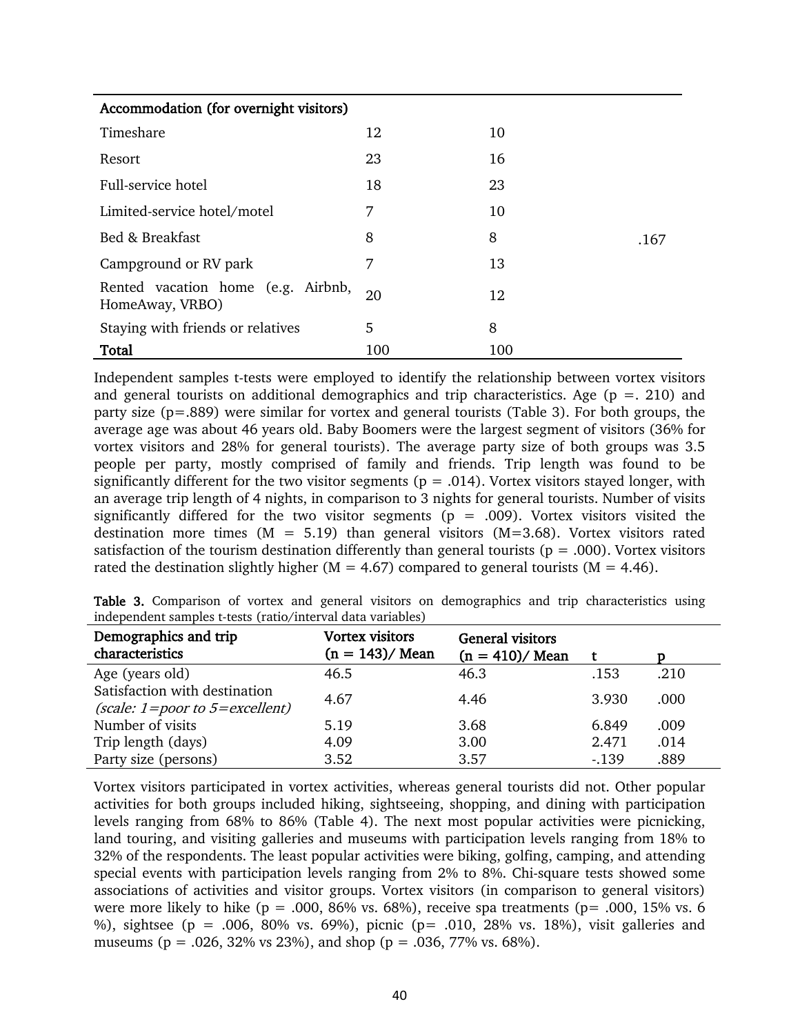| **Accommodation (for overnight visitors)** | | | |
|---|---|---|---|
| Timeshare | 12 | 10 | |
| Resort | 23 | 16 | |
| Full-service hotel | 18 | 23 | |
| Limited-service hotel/motel | 7 | 10 | |
| Bed & Breakfast | 8 | 8 | .167 |
| Campground or RV park | 7 | 13 | |
| Rented vacation home (e.g. Airbnb, HomeAway, VRBO) | 20 | 12 | |
| Staying with friends or relatives | 5 | 8 | |
| **Total** | 100 | 100 | |

Independent samples t-tests were employed to identify the relationship between vortex visitors and general tourists on additional demographics and trip characteristics. Age (p =. 210) and party size (p=.889) were similar for vortex and general tourists (Table 3). For both groups, the average age was about 46 years old. Baby Boomers were the largest segment of visitors (36% for vortex visitors and 28% for general tourists). The average party size of both groups was 3.5 people per party, mostly comprised of family and friends. Trip length was found to be significantly different for the two visitor segments (p = .014). Vortex visitors stayed longer, with an average trip length of 4 nights, in comparison to 3 nights for general tourists. Number of visits significantly differed for the two visitor segments (p = .009). Vortex visitors visited the destination more times (M = 5.19) than general visitors (M=3.68). Vortex visitors rated satisfaction of the tourism destination differently than general tourists (p = .000). Vortex visitors rated the destination slightly higher (M = 4.67) compared to general tourists (M = 4.46).

**Table 3.** Comparison of vortex and general visitors on demographics and trip characteristics using independent samples t-tests (ratio/interval data variables)

| Demographics and trip characteristics | Vortex visitors (n = 143)/ Mean | General visitors (n = 410)/ Mean | t | p |
|---|---|---|---|---|
| Age (years old) | 46.5 | 46.3 | .153 | .210 |
| Satisfaction with destination *(scale: 1=poor to 5=excellent)* | 4.67 | 4.46 | 3.930 | .000 |
| Number of visits | 5.19 | 3.68 | 6.849 | .009 |
| Trip length (days) | 4.09 | 3.00 | 2.471 | .014 |
| Party size (persons) | 3.52 | 3.57 | -.139 | .889 |

Vortex visitors participated in vortex activities, whereas general tourists did not. Other popular activities for both groups included hiking, sightseeing, shopping, and dining with participation levels ranging from 68% to 86% (Table 4). The next most popular activities were picnicking, land touring, and visiting galleries and museums with participation levels ranging from 18% to 32% of the respondents. The least popular activities were biking, golfing, camping, and attending special events with participation levels ranging from 2% to 8%. Chi-square tests showed some associations of activities and visitor groups. Vortex visitors (in comparison to general visitors) were more likely to hike (p = .000, 86% vs. 68%), receive spa treatments (p= .000, 15% vs. 6 %), sightsee (p = .006, 80% vs. 69%), picnic (p= .010, 28% vs. 18%), visit galleries and museums (p = .026, 32% vs 23%), and shop (p = .036, 77% vs. 68%).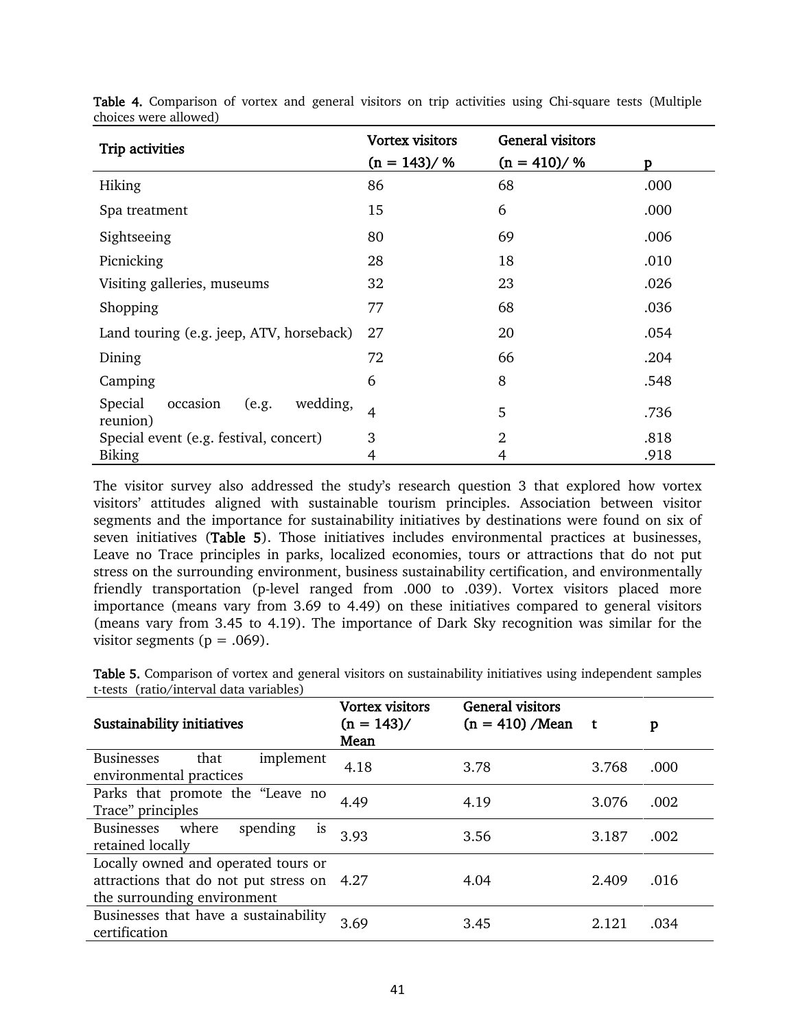**Table 4.** Comparison of vortex and general visitors on trip activities using Chi-square tests (Multiple choices were allowed)

| Trip activities | Vortex visitors (n = 143)/ % | General visitors (n = 410)/ % | p |
|---|---|---|---|
| Hiking | 86 | 68 | .000 |
| Spa treatment | 15 | 6 | .000 |
| Sightseeing | 80 | 69 | .006 |
| Picnicking | 28 | 18 | .010 |
| Visiting galleries, museums | 32 | 23 | .026 |
| Shopping | 77 | 68 | .036 |
| Land touring (e.g. jeep, ATV, horseback) | 27 | 20 | .054 |
| Dining | 72 | 66 | .204 |
| Camping | 6 | 8 | .548 |
| Special occasion (e.g. wedding, reunion) | 4 | 5 | .736 |
| Special event (e.g. festival, concert) | 3 | 2 | .818 |
| Biking | 4 | 4 | .918 |

The visitor survey also addressed the study's research question 3 that explored how vortex visitors' attitudes aligned with sustainable tourism principles. Association between visitor segments and the importance for sustainability initiatives by destinations were found on six of seven initiatives (**Table 5**). Those initiatives includes environmental practices at businesses, Leave no Trace principles in parks, localized economies, tours or attractions that do not put stress on the surrounding environment, business sustainability certification, and environmentally friendly transportation (p-level ranged from .000 to .039). Vortex visitors placed more importance (means vary from 3.69 to 4.49) on these initiatives compared to general visitors (means vary from 3.45 to 4.19). The importance of Dark Sky recognition was similar for the visitor segments (p = .069).

**Table 5.** Comparison of vortex and general visitors on sustainability initiatives using independent samples t-tests (ratio/interval data variables)

| Sustainability initiatives | Vortex visitors (n = 143)/ Mean | General visitors (n = 410) /Mean | t | p |
|---|---|---|---|---|
| Businesses that implement environmental practices | 4.18 | 3.78 | 3.768 | .000 |
| Parks that promote the "Leave no Trace" principles | 4.49 | 4.19 | 3.076 | .002 |
| Businesses where spending is retained locally | 3.93 | 3.56 | 3.187 | .002 |
| Locally owned and operated tours or attractions that do not put stress on the surrounding environment | 4.27 | 4.04 | 2.409 | .016 |
| Businesses that have a sustainability certification | 3.69 | 3.45 | 2.121 | .034 |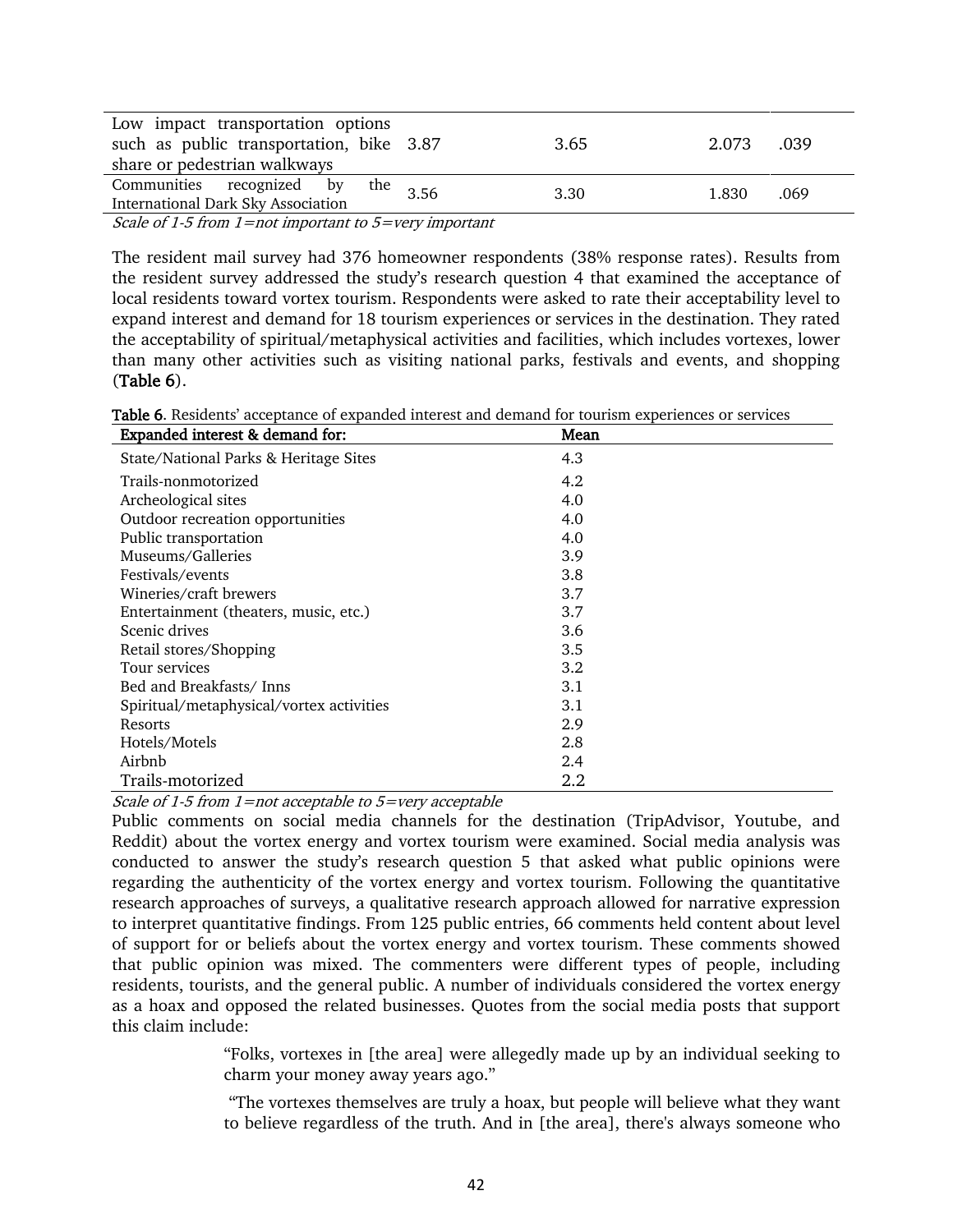| | | | | |
|---|---|---|---|---|
| Low impact transportation options such as public transportation, bike share or pedestrian walkways | 3.87 | 3.65 | 2.073 | .039 |
| Communities recognized by the International Dark Sky Association | 3.56 | 3.30 | 1.830 | .069 |

*Scale of 1-5 from 1=not important to 5=very important*

The resident mail survey had 376 homeowner respondents (38% response rates). Results from the resident survey addressed the study's research question 4 that examined the acceptance of local residents toward vortex tourism. Respondents were asked to rate their acceptability level to expand interest and demand for 18 tourism experiences or services in the destination. They rated the acceptability of spiritual/metaphysical activities and facilities, which includes vortexes, lower than many other activities such as visiting national parks, festivals and events, and shopping (Table 6).

**Table 6**. Residents' acceptance of expanded interest and demand for tourism experiences or services

| Expanded interest & demand for: | Mean |
|---|---|
| State/National Parks & Heritage Sites | 4.3 |
| Trails-nonmotorized | 4.2 |
| Archeological sites | 4.0 |
| Outdoor recreation opportunities | 4.0 |
| Public transportation | 4.0 |
| Museums/Galleries | 3.9 |
| Festivals/events | 3.8 |
| Wineries/craft brewers | 3.7 |
| Entertainment (theaters, music, etc.) | 3.7 |
| Scenic drives | 3.6 |
| Retail stores/Shopping | 3.5 |
| Tour services | 3.2 |
| Bed and Breakfasts/ Inns | 3.1 |
| Spiritual/metaphysical/vortex activities | 3.1 |
| Resorts | 2.9 |
| Hotels/Motels | 2.8 |
| Airbnb | 2.4 |
| Trails-motorized | 2.2 |

*Scale of 1-5 from 1=not acceptable to 5=very acceptable*

Public comments on social media channels for the destination (TripAdvisor, Youtube, and Reddit) about the vortex energy and vortex tourism were examined. Social media analysis was conducted to answer the study's research question 5 that asked what public opinions were regarding the authenticity of the vortex energy and vortex tourism. Following the quantitative research approaches of surveys, a qualitative research approach allowed for narrative expression to interpret quantitative findings. From 125 public entries, 66 comments held content about level of support for or beliefs about the vortex energy and vortex tourism. These comments showed that public opinion was mixed. The commenters were different types of people, including residents, tourists, and the general public. A number of individuals considered the vortex energy as a hoax and opposed the related businesses. Quotes from the social media posts that support this claim include:

> "Folks, vortexes in [the area] were allegedly made up by an individual seeking to charm your money away years ago."
>
> "The vortexes themselves are truly a hoax, but people will believe what they want to believe regardless of the truth. And in [the area], there's always someone who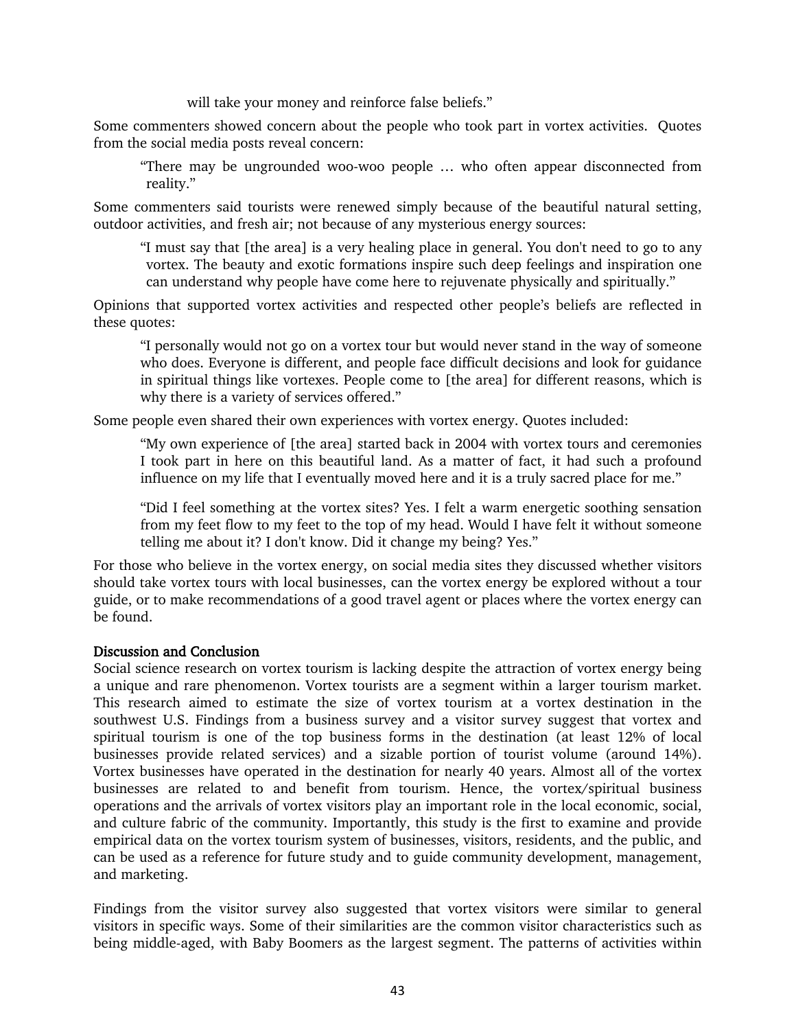> will take your money and reinforce false beliefs."

Some commenters showed concern about the people who took part in vortex activities. Quotes from the social media posts reveal concern:

> "There may be ungrounded woo-woo people … who often appear disconnected from reality."

Some commenters said tourists were renewed simply because of the beautiful natural setting, outdoor activities, and fresh air; not because of any mysterious energy sources:

> "I must say that [the area] is a very healing place in general. You don't need to go to any vortex. The beauty and exotic formations inspire such deep feelings and inspiration one can understand why people have come here to rejuvenate physically and spiritually."

Opinions that supported vortex activities and respected other people's beliefs are reflected in these quotes:

> "I personally would not go on a vortex tour but would never stand in the way of someone who does. Everyone is different, and people face difficult decisions and look for guidance in spiritual things like vortexes. People come to [the area] for different reasons, which is why there is a variety of services offered."

Some people even shared their own experiences with vortex energy. Quotes included:

> "My own experience of [the area] started back in 2004 with vortex tours and ceremonies I took part in here on this beautiful land. As a matter of fact, it had such a profound influence on my life that I eventually moved here and it is a truly sacred place for me."

> "Did I feel something at the vortex sites? Yes. I felt a warm energetic soothing sensation from my feet flow to my feet to the top of my head. Would I have felt it without someone telling me about it? I don't know. Did it change my being? Yes."

For those who believe in the vortex energy, on social media sites they discussed whether visitors should take vortex tours with local businesses, can the vortex energy be explored without a tour guide, or to make recommendations of a good travel agent or places where the vortex energy can be found.

## Discussion and Conclusion

Social science research on vortex tourism is lacking despite the attraction of vortex energy being a unique and rare phenomenon. Vortex tourists are a segment within a larger tourism market. This research aimed to estimate the size of vortex tourism at a vortex destination in the southwest U.S. Findings from a business survey and a visitor survey suggest that vortex and spiritual tourism is one of the top business forms in the destination (at least 12% of local businesses provide related services) and a sizable portion of tourist volume (around 14%). Vortex businesses have operated in the destination for nearly 40 years. Almost all of the vortex businesses are related to and benefit from tourism. Hence, the vortex/spiritual business operations and the arrivals of vortex visitors play an important role in the local economic, social, and culture fabric of the community. Importantly, this study is the first to examine and provide empirical data on the vortex tourism system of businesses, visitors, residents, and the public, and can be used as a reference for future study and to guide community development, management, and marketing.

Findings from the visitor survey also suggested that vortex visitors were similar to general visitors in specific ways. Some of their similarities are the common visitor characteristics such as being middle-aged, with Baby Boomers as the largest segment. The patterns of activities within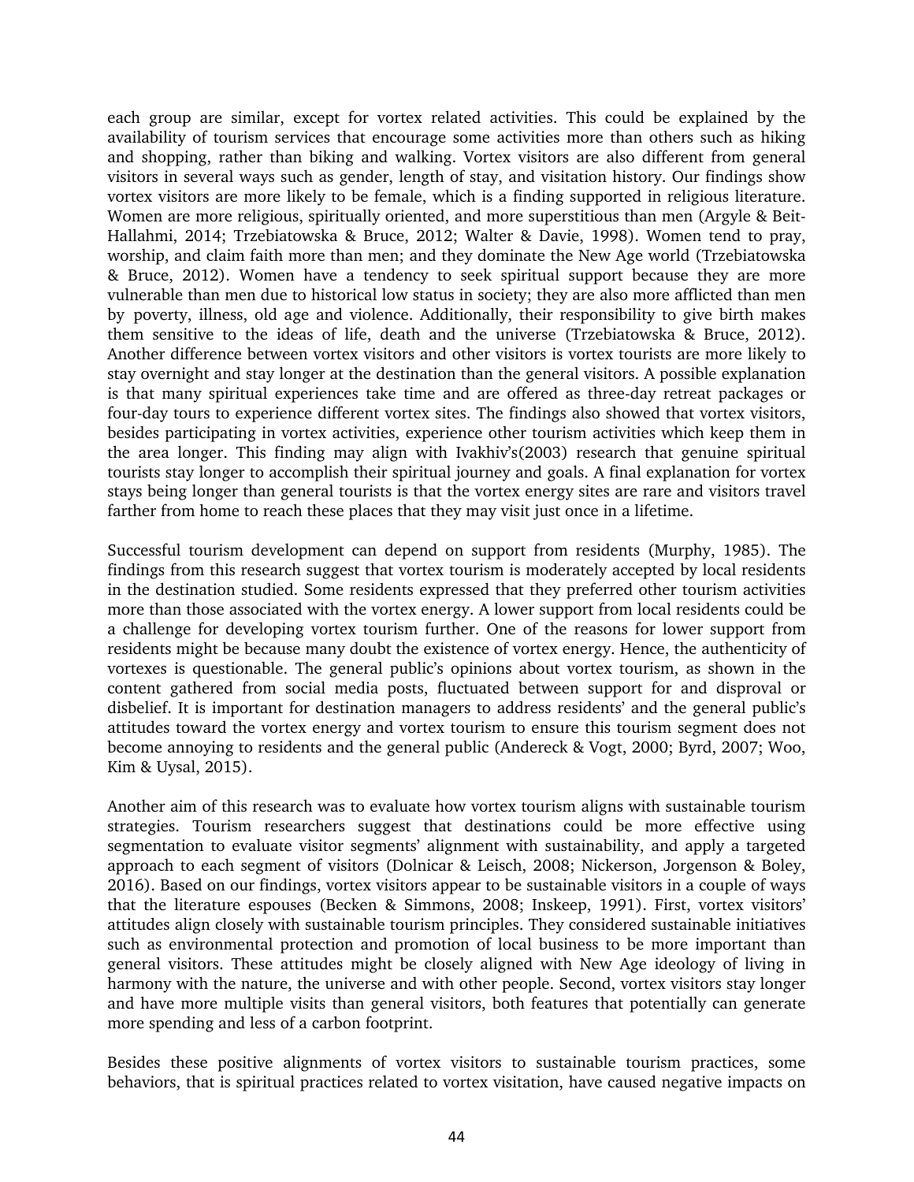each group are similar, except for vortex related activities. This could be explained by the availability of tourism services that encourage some activities more than others such as hiking and shopping, rather than biking and walking. Vortex visitors are also different from general visitors in several ways such as gender, length of stay, and visitation history. Our findings show vortex visitors are more likely to be female, which is a finding supported in religious literature. Women are more religious, spiritually oriented, and more superstitious than men (Argyle & Beit-Hallahmi, 2014; Trzebiatowska & Bruce, 2012; Walter & Davie, 1998). Women tend to pray, worship, and claim faith more than men; and they dominate the New Age world (Trzebiatowska & Bruce, 2012). Women have a tendency to seek spiritual support because they are more vulnerable than men due to historical low status in society; they are also more afflicted than men by poverty, illness, old age and violence. Additionally, their responsibility to give birth makes them sensitive to the ideas of life, death and the universe (Trzebiatowska & Bruce, 2012). Another difference between vortex visitors and other visitors is vortex tourists are more likely to stay overnight and stay longer at the destination than the general visitors. A possible explanation is that many spiritual experiences take time and are offered as three-day retreat packages or four-day tours to experience different vortex sites. The findings also showed that vortex visitors, besides participating in vortex activities, experience other tourism activities which keep them in the area longer. This finding may align with Ivakhiv's(2003) research that genuine spiritual tourists stay longer to accomplish their spiritual journey and goals. A final explanation for vortex stays being longer than general tourists is that the vortex energy sites are rare and visitors travel farther from home to reach these places that they may visit just once in a lifetime.

Successful tourism development can depend on support from residents (Murphy, 1985). The findings from this research suggest that vortex tourism is moderately accepted by local residents in the destination studied. Some residents expressed that they preferred other tourism activities more than those associated with the vortex energy. A lower support from local residents could be a challenge for developing vortex tourism further. One of the reasons for lower support from residents might be because many doubt the existence of vortex energy. Hence, the authenticity of vortexes is questionable. The general public's opinions about vortex tourism, as shown in the content gathered from social media posts, fluctuated between support for and disproval or disbelief. It is important for destination managers to address residents' and the general public's attitudes toward the vortex energy and vortex tourism to ensure this tourism segment does not become annoying to residents and the general public (Andereck & Vogt, 2000; Byrd, 2007; Woo, Kim & Uysal, 2015).

Another aim of this research was to evaluate how vortex tourism aligns with sustainable tourism strategies. Tourism researchers suggest that destinations could be more effective using segmentation to evaluate visitor segments' alignment with sustainability, and apply a targeted approach to each segment of visitors (Dolnicar & Leisch, 2008; Nickerson, Jorgenson & Boley, 2016). Based on our findings, vortex visitors appear to be sustainable visitors in a couple of ways that the literature espouses (Becken & Simmons, 2008; Inskeep, 1991). First, vortex visitors' attitudes align closely with sustainable tourism principles. They considered sustainable initiatives such as environmental protection and promotion of local business to be more important than general visitors. These attitudes might be closely aligned with New Age ideology of living in harmony with the nature, the universe and with other people. Second, vortex visitors stay longer and have more multiple visits than general visitors, both features that potentially can generate more spending and less of a carbon footprint.

Besides these positive alignments of vortex visitors to sustainable tourism practices, some behaviors, that is spiritual practices related to vortex visitation, have caused negative impacts on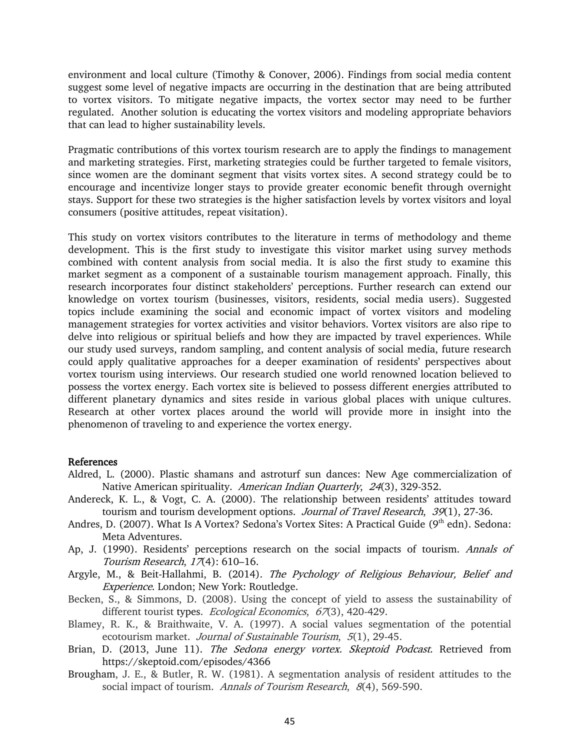environment and local culture (Timothy & Conover, 2006). Findings from social media content suggest some level of negative impacts are occurring in the destination that are being attributed to vortex visitors. To mitigate negative impacts, the vortex sector may need to be further regulated. Another solution is educating the vortex visitors and modeling appropriate behaviors that can lead to higher sustainability levels.

Pragmatic contributions of this vortex tourism research are to apply the findings to management and marketing strategies. First, marketing strategies could be further targeted to female visitors, since women are the dominant segment that visits vortex sites. A second strategy could be to encourage and incentivize longer stays to provide greater economic benefit through overnight stays. Support for these two strategies is the higher satisfaction levels by vortex visitors and loyal consumers (positive attitudes, repeat visitation).

This study on vortex visitors contributes to the literature in terms of methodology and theme development. This is the first study to investigate this visitor market using survey methods combined with content analysis from social media. It is also the first study to examine this market segment as a component of a sustainable tourism management approach. Finally, this research incorporates four distinct stakeholders' perceptions. Further research can extend our knowledge on vortex tourism (businesses, visitors, residents, social media users). Suggested topics include examining the social and economic impact of vortex visitors and modeling management strategies for vortex activities and visitor behaviors. Vortex visitors are also ripe to delve into religious or spiritual beliefs and how they are impacted by travel experiences. While our study used surveys, random sampling, and content analysis of social media, future research could apply qualitative approaches for a deeper examination of residents' perspectives about vortex tourism using interviews. Our research studied one world renowned location believed to possess the vortex energy. Each vortex site is believed to possess different energies attributed to different planetary dynamics and sites reside in various global places with unique cultures. Research at other vortex places around the world will provide more in insight into the phenomenon of traveling to and experience the vortex energy.

## References

Aldred, L. (2000). Plastic shamans and astroturf sun dances: New Age commercialization of Native American spirituality. *American Indian Quarterly*, *24*(3), 329-352.

Andereck, K. L., & Vogt, C. A. (2000). The relationship between residents' attitudes toward tourism and tourism development options. *Journal of Travel Research*, *39*(1), 27-36.

Andres, D. (2007). What Is A Vortex? Sedona's Vortex Sites: A Practical Guide (9th edn). Sedona: Meta Adventures.

Ap, J. (1990). Residents' perceptions research on the social impacts of tourism. *Annals of Tourism Research*, *17*(4): 610–16.

Argyle, M., & Beit-Hallahmi, B. (2014). *The Pychology of Religious Behaviour, Belief and Experience*. London; New York: Routledge.

Becken, S., & Simmons, D. (2008). Using the concept of yield to assess the sustainability of different tourist types. *Ecological Economics*, *67*(3), 420-429.

Blamey, R. K., & Braithwaite, V. A. (1997). A social values segmentation of the potential ecotourism market. *Journal of Sustainable Tourism*, *5*(1), 29-45.

Brian, D. (2013, June 11). *The Sedona energy vortex. Skeptoid Podcast*. Retrieved from https://skeptoid.com/episodes/4366

Brougham, J. E., & Butler, R. W. (1981). A segmentation analysis of resident attitudes to the social impact of tourism. *Annals of Tourism Research*, *8*(4), 569-590.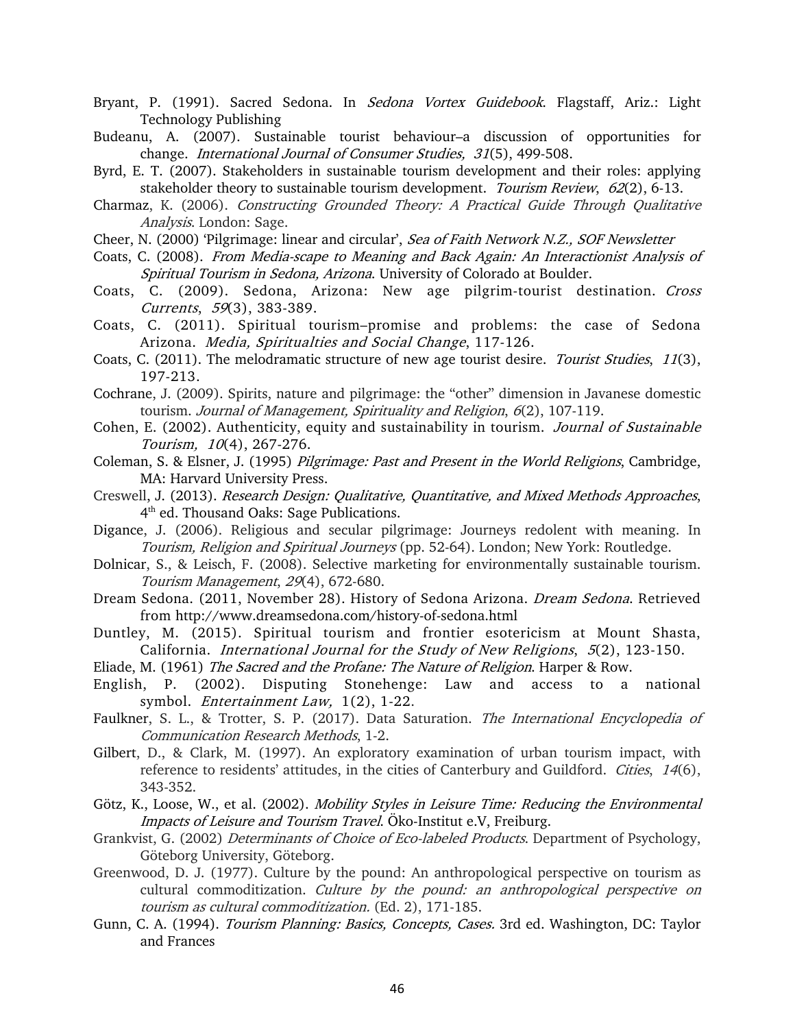Bryant, P. (1991). Sacred Sedona. In *Sedona Vortex Guidebook*. Flagstaff, Ariz.: Light Technology Publishing

Budeanu, A. (2007). Sustainable tourist behaviour–a discussion of opportunities for change. *International Journal of Consumer Studies, 31*(5), 499-508.

Byrd, E. T. (2007). Stakeholders in sustainable tourism development and their roles: applying stakeholder theory to sustainable tourism development. *Tourism Review*, *62*(2), 6-13.

Charmaz, K. (2006). *Constructing Grounded Theory: A Practical Guide Through Qualitative Analysis*. London: Sage.

Cheer, N. (2000) 'Pilgrimage: linear and circular', *Sea of Faith Network N.Z., SOF Newsletter*

Coats, C. (2008). *From Media-scape to Meaning and Back Again: An Interactionist Analysis of Spiritual Tourism in Sedona, Arizona*. University of Colorado at Boulder.

Coats, C. (2009). Sedona, Arizona: New age pilgrim-tourist destination. *Cross Currents*, *59*(3), 383-389.

Coats, C. (2011). Spiritual tourism–promise and problems: the case of Sedona Arizona. *Media, Spiritualties and Social Change*, 117-126.

Coats, C. (2011). The melodramatic structure of new age tourist desire. *Tourist Studies*, *11*(3), 197-213.

Cochrane, J. (2009). Spirits, nature and pilgrimage: the "other" dimension in Javanese domestic tourism. *Journal of Management, Spirituality and Religion*, *6*(2), 107-119.

Cohen, E. (2002). Authenticity, equity and sustainability in tourism. *Journal of Sustainable Tourism, 10*(4), 267-276.

Coleman, S. & Elsner, J. (1995) *Pilgrimage: Past and Present in the World Religions*, Cambridge, MA: Harvard University Press.

Creswell, J. (2013). *Research Design: Qualitative, Quantitative, and Mixed Methods Approaches*, 4th ed. Thousand Oaks: Sage Publications.

Digance, J. (2006). Religious and secular pilgrimage: Journeys redolent with meaning. In *Tourism, Religion and Spiritual Journeys* (pp. 52-64). London; New York: Routledge.

Dolnicar, S., & Leisch, F. (2008). Selective marketing for environmentally sustainable tourism. *Tourism Management*, *29*(4), 672-680.

Dream Sedona. (2011, November 28). History of Sedona Arizona. *Dream Sedona*. Retrieved from http://www.dreamsedona.com/history-of-sedona.html

Duntley, M. (2015). Spiritual tourism and frontier esotericism at Mount Shasta, California. *International Journal for the Study of New Religions*, *5*(2), 123-150.

Eliade, M. (1961) *The Sacred and the Profane: The Nature of Religion*. Harper & Row.

English, P. (2002). Disputing Stonehenge: Law and access to a national symbol. *Entertainment Law,* 1(2), 1-22.

Faulkner, S. L., & Trotter, S. P. (2017). Data Saturation. *The International Encyclopedia of Communication Research Methods*, 1-2.

Gilbert, D., & Clark, M. (1997). An exploratory examination of urban tourism impact, with reference to residents' attitudes, in the cities of Canterbury and Guildford. *Cities*, *14*(6), 343-352.

Götz, K., Loose, W., et al. (2002). *Mobility Styles in Leisure Time: Reducing the Environmental Impacts of Leisure and Tourism Travel*. Öko-Institut e.V, Freiburg.

Grankvist, G. (2002) *Determinants of Choice of Eco-labeled Products*. Department of Psychology, Göteborg University, Göteborg.

Greenwood, D. J. (1977). Culture by the pound: An anthropological perspective on tourism as cultural commoditization. *Culture by the pound: an anthropological perspective on tourism as cultural commoditization.* (Ed. 2), 171-185.

Gunn, C. A. (1994). *Tourism Planning: Basics, Concepts, Cases.* 3rd ed. Washington, DC: Taylor and Frances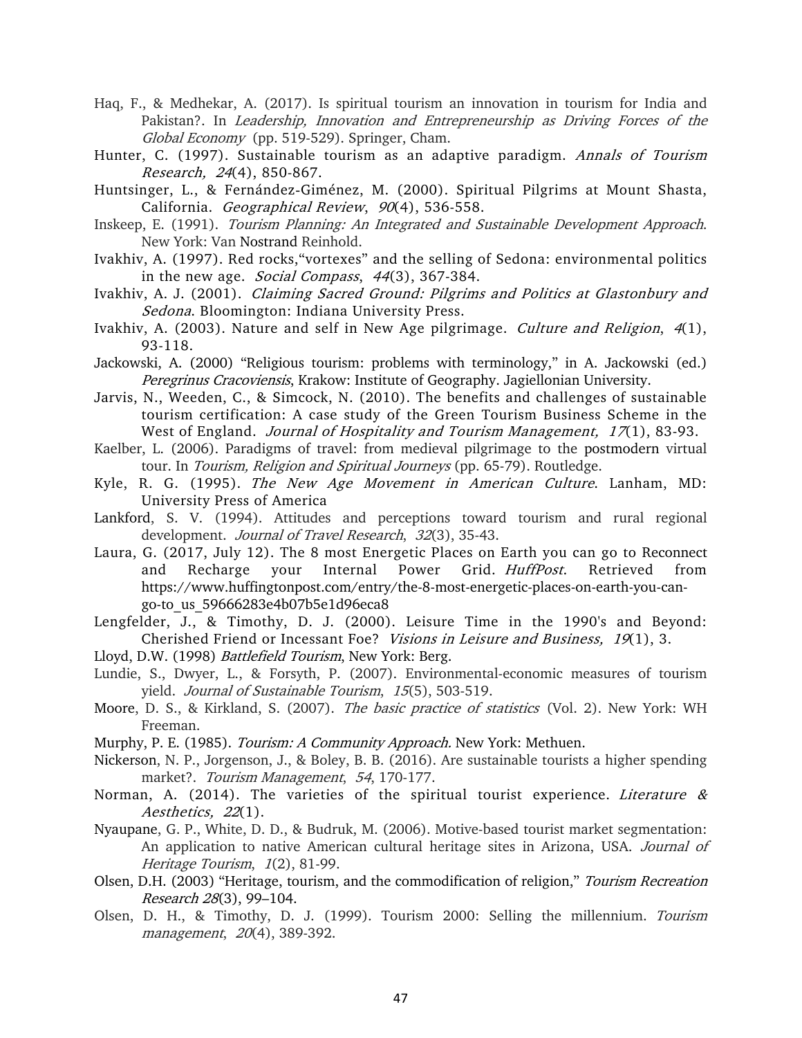Haq, F., & Medhekar, A. (2017). Is spiritual tourism an innovation in tourism for India and Pakistan?. In *Leadership, Innovation and Entrepreneurship as Driving Forces of the Global Economy* (pp. 519-529). Springer, Cham.

Hunter, C. (1997). Sustainable tourism as an adaptive paradigm. *Annals of Tourism Research, 24*(4), 850-867.

Huntsinger, L., & Fernández-Giménez, M. (2000). Spiritual Pilgrims at Mount Shasta, California. *Geographical Review*, *90*(4), 536-558.

Inskeep, E. (1991). *Tourism Planning: An Integrated and Sustainable Development Approach.* New York: Van Nostrand Reinhold.

Ivakhiv, A. (1997). Red rocks,"vortexes" and the selling of Sedona: environmental politics in the new age. *Social Compass*, *44*(3), 367-384.

Ivakhiv, A. J. (2001). *Claiming Sacred Ground: Pilgrims and Politics at Glastonbury and Sedona*. Bloomington: Indiana University Press.

Ivakhiv, A. (2003). Nature and self in New Age pilgrimage. *Culture and Religion*, *4*(1), 93-118.

Jackowski, A. (2000) "Religious tourism: problems with terminology," in A. Jackowski (ed.) *Peregrinus Cracoviensis*, Krakow: Institute of Geography. Jagiellonian University.

Jarvis, N., Weeden, C., & Simcock, N. (2010). The benefits and challenges of sustainable tourism certification: A case study of the Green Tourism Business Scheme in the West of England. *Journal of Hospitality and Tourism Management, 17*(1), 83-93.

Kaelber, L. (2006). Paradigms of travel: from medieval pilgrimage to the postmodern virtual tour. In *Tourism, Religion and Spiritual Journeys* (pp. 65-79). Routledge.

Kyle, R. G. (1995). *The New Age Movement in American Culture*. Lanham, MD: University Press of America

Lankford, S. V. (1994). Attitudes and perceptions toward tourism and rural regional development. *Journal of Travel Research*, *32*(3), 35-43.

Laura, G. (2017, July 12). The 8 most Energetic Places on Earth you can go to Reconnect and Recharge your Internal Power Grid. *HuffPost*. Retrieved from https://www.huffingtonpost.com/entry/the-8-most-energetic-places-on-earth-you-can-go-to_us_59666283e4b07b5e1d96eca8

Lengfelder, J., & Timothy, D. J. (2000). Leisure Time in the 1990's and Beyond: Cherished Friend or Incessant Foe? *Visions in Leisure and Business, 19*(1), 3.

Lloyd, D.W. (1998) *Battlefield Tourism*, New York: Berg.

Lundie, S., Dwyer, L., & Forsyth, P. (2007). Environmental-economic measures of tourism yield. *Journal of Sustainable Tourism*, *15*(5), 503-519.

Moore, D. S., & Kirkland, S. (2007). *The basic practice of statistics* (Vol. 2). New York: WH Freeman.

Murphy, P. E. (1985). *Tourism: A Community Approach.* New York: Methuen.

Nickerson, N. P., Jorgenson, J., & Boley, B. B. (2016). Are sustainable tourists a higher spending market?. *Tourism Management*, *54*, 170-177.

Norman, A. (2014). The varieties of the spiritual tourist experience. *Literature & Aesthetics, 22*(1).

Nyaupane, G. P., White, D. D., & Budruk, M. (2006). Motive-based tourist market segmentation: An application to native American cultural heritage sites in Arizona, USA. *Journal of Heritage Tourism*, *1*(2), 81-99.

Olsen, D.H. (2003) "Heritage, tourism, and the commodification of religion," *Tourism Recreation Research 28*(3), 99–104.

Olsen, D. H., & Timothy, D. J. (1999). Tourism 2000: Selling the millennium. *Tourism management*, *20*(4), 389-392.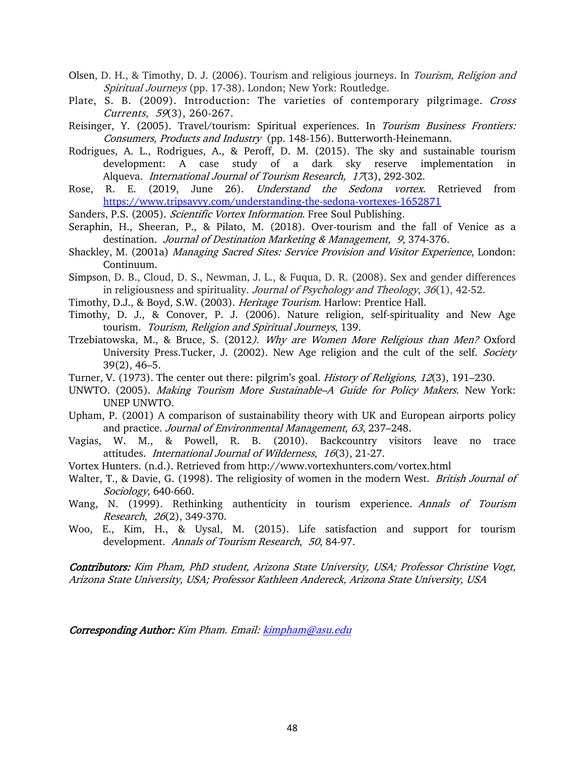Olsen, D. H., & Timothy, D. J. (2006). Tourism and religious journeys. In *Tourism, Religion and Spiritual Journeys* (pp. 17-38). London; New York: Routledge.

Plate, S. B. (2009). Introduction: The varieties of contemporary pilgrimage. *Cross Currents*, *59*(3), 260-267.

Reisinger, Y. (2005). Travel/tourism: Spiritual experiences. In *Tourism Business Frontiers: Consumers, Products and Industry* (pp. 148-156). Butterworth-Heinemann.

Rodrigues, A. L., Rodrigues, A., & Peroff, D. M. (2015). The sky and sustainable tourism development: A case study of a dark sky reserve implementation in Alqueva. *International Journal of Tourism Research, 17*(3), 292-302.

Rose, R. E. (2019, June 26). *Understand the Sedona vortex*. Retrieved from https://www.tripsavvy.com/understanding-the-sedona-vortexes-1652871

Sanders, P.S. (2005). *Scientific Vortex Information*. Free Soul Publishing.

Seraphin, H., Sheeran, P., & Pilato, M. (2018). Over-tourism and the fall of Venice as a destination. *Journal of Destination Marketing & Management, 9*, 374-376.

Shackley, M. (2001a) *Managing Sacred Sites: Service Provision and Visitor Experience*, London: Continuum.

Simpson, D. B., Cloud, D. S., Newman, J. L., & Fuqua, D. R. (2008). Sex and gender differences in religiousness and spirituality. *Journal of Psychology and Theology*, *36*(1), 42-52.

Timothy, D.J., & Boyd, S.W. (2003). *Heritage Tourism*. Harlow: Prentice Hall.

Timothy, D. J., & Conover, P. J. (2006). Nature religion, self-spirituality and New Age tourism. *Tourism, Religion and Spiritual Journeys*, 139.

Trzebiatowska, M., & Bruce, S. (2012*). Why are Women More Religious than Men?* Oxford University Press.Tucker, J. (2002). New Age religion and the cult of the self. *Society* 39(2), 46–5.

Turner, V. (1973). The center out there: pilgrim's goal. *History of Religions, 12*(3), 191–230.

UNWTO. (2005). *Making Tourism More Sustainable–A Guide for Policy Makers*. New York: UNEP UNWTO.

Upham, P. (2001) A comparison of sustainability theory with UK and European airports policy and practice. *Journal of Environmental Management*, *63*, 237–248.

Vagias, W. M., & Powell, R. B. (2010). Backcountry visitors leave no trace attitudes. *International Journal of Wilderness, 16*(3), 21-27.

Vortex Hunters. (n.d.). Retrieved from http://www.vortexhunters.com/vortex.html

Walter, T., & Davie, G. (1998). The religiosity of women in the modern West. *British Journal of Sociology*, 640-660.

Wang, N. (1999). Rethinking authenticity in tourism experience. *Annals of Tourism Research*, *26*(2), 349-370.

Woo, E., Kim, H., & Uysal, M. (2015). Life satisfaction and support for tourism development. *Annals of Tourism Research*, *50*, 84-97.

***Contributors:*** *Kim Pham, PhD student, Arizona State University, USA; Professor Christine Vogt, Arizona State University, USA; Professor Kathleen Andereck, Arizona State University, USA*

***Corresponding Author:*** *Kim Pham. Email: kimpham@asu.edu*